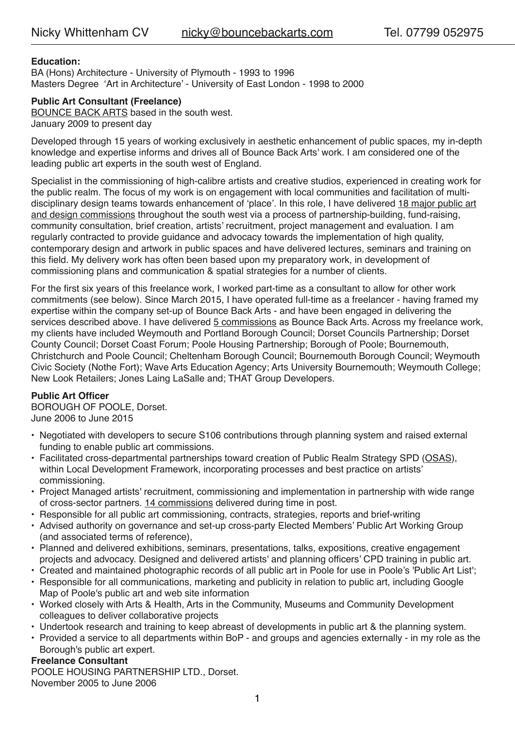Nicky Whittenham CV    nicky@bouncebackarts.com    Tel. 07799 052975

**Education:**
BA (Hons) Architecture - University of Plymouth - 1993 to 1996
Masters Degree 'Art in Architecture' - University of East London - 1998 to 2000

**Public Art Consultant (Freelance)**
BOUNCE BACK ARTS based in the south west.
January 2009 to present day

Developed through 15 years of working exclusively in aesthetic enhancement of public spaces, my in-depth knowledge and expertise informs and drives all of Bounce Back Arts' work. I am considered one of the leading public art experts in the south west of England.

Specialist in the commissioning of high-calibre artists and creative studios, experienced in creating work for the public realm. The focus of my work is on engagement with local communities and facilitation of multi-disciplinary design teams towards enhancement of 'place'. In this role, I have delivered 18 major public art and design commissions throughout the south west via a process of partnership-building, fund-raising, community consultation, brief creation, artists' recruitment, project management and evaluation. I am regularly contracted to provide guidance and advocacy towards the implementation of high quality, contemporary design and artwork in public spaces and have delivered lectures, seminars and training on this field. My delivery work has often been based upon my preparatory work, in development of commissioning plans and communication & spatial strategies for a number of clients.

For the first six years of this freelance work, I worked part-time as a consultant to allow for other work commitments (see below). Since March 2015, I have operated full-time as a freelancer - having framed my expertise within the company set-up of Bounce Back Arts - and have been engaged in delivering the services described above. I have delivered 5 commissions as Bounce Back Arts. Across my freelance work, my clients have included Weymouth and Portland Borough Council; Dorset Councils Partnership; Dorset County Council; Dorset Coast Forum; Poole Housing Partnership; Borough of Poole; Bournemouth, Christchurch and Poole Council; Cheltenham Borough Council; Bournemouth Borough Council; Weymouth Civic Society (Nothe Fort); Wave Arts Education Agency; Arts University Bournemouth; Weymouth College; New Look Retailers; Jones Laing LaSalle and; THAT Group Developers.

**Public Art Officer**
BOROUGH OF POOLE, Dorset.
June 2006 to June 2015

- Negotiated with developers to secure S106 contributions through planning system and raised external funding to enable public art commissions.
- Facilitated cross-departmental partnerships toward creation of Public Realm Strategy SPD (OSAS), within Local Development Framework, incorporating processes and best practice on artists' commissioning.
- Project Managed artists' recruitment, commissioning and implementation in partnership with wide range of cross-sector partners. 14 commissions delivered during time in post.
- Responsible for all public art commissioning, contracts, strategies, reports and brief-writing
- Advised authority on governance and set-up cross-party Elected Members' Public Art Working Group (and associated terms of reference),
- Planned and delivered exhibitions, seminars, presentations, talks, expositions, creative engagement projects and advocacy. Designed and delivered artists' and planning officers' CPD training in public art.
- Created and maintained photographic records of all public art in Poole for use in Poole's 'Public Art List';
- Responsible for all communications, marketing and publicity in relation to public art, including Google Map of Poole's public art and web site information
- Worked closely with Arts & Health, Arts in the Community, Museums and Community Development colleagues to deliver collaborative projects
- Undertook research and training to keep abreast of developments in public art & the planning system.
- Provided a service to all departments within BoP - and groups and agencies externally - in my role as the Borough's public art expert.

**Freelance Consultant**
POOLE HOUSING PARTNERSHIP LTD., Dorset.
November 2005 to June 2006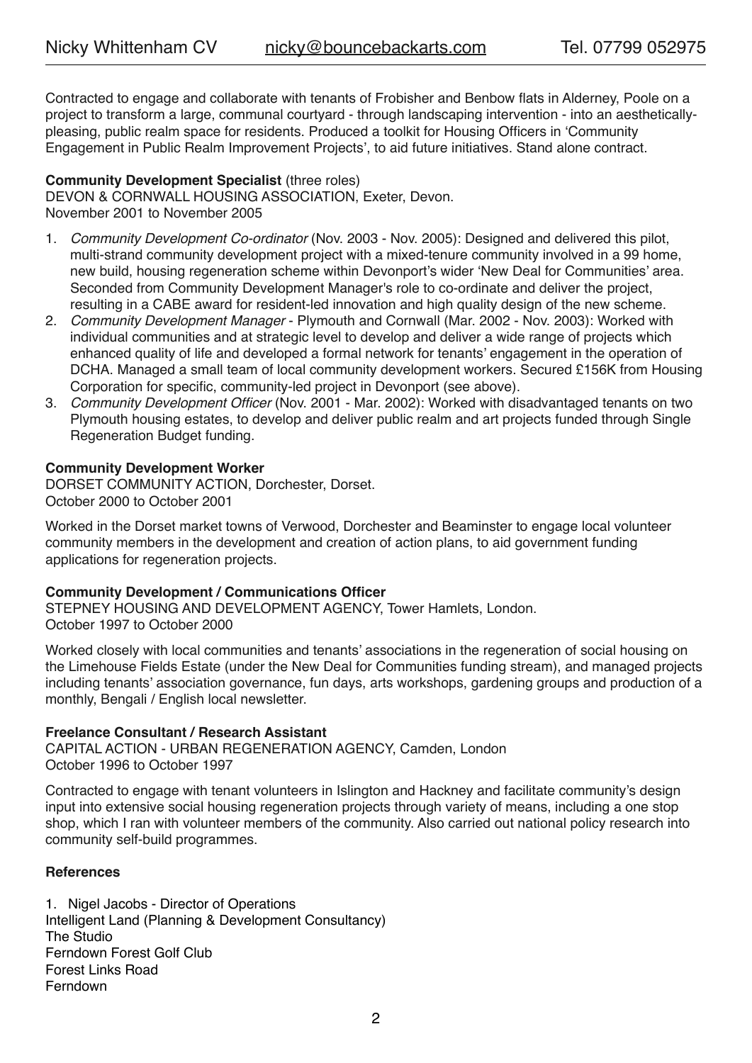Contracted to engage and collaborate with tenants of Frobisher and Benbow flats in Alderney, Poole on a project to transform a large, communal courtyard - through landscaping intervention - into an aesthetically-pleasing, public realm space for residents. Produced a toolkit for Housing Officers in 'Community Engagement in Public Realm Improvement Projects', to aid future initiatives. Stand alone contract.

**Community Development Specialist** (three roles)
DEVON & CORNWALL HOUSING ASSOCIATION, Exeter, Devon.
November 2001 to November 2005

1. *Community Development Co-ordinator* (Nov. 2003 - Nov. 2005): Designed and delivered this pilot, multi-strand community development project with a mixed-tenure community involved in a 99 home, new build, housing regeneration scheme within Devonport's wider 'New Deal for Communities' area. Seconded from Community Development Manager's role to co-ordinate and deliver the project, resulting in a CABE award for resident-led innovation and high quality design of the new scheme.
2. *Community Development Manager* - Plymouth and Cornwall (Mar. 2002 - Nov. 2003): Worked with individual communities and at strategic level to develop and deliver a wide range of projects which enhanced quality of life and developed a formal network for tenants' engagement in the operation of DCHA. Managed a small team of local community development workers. Secured £156K from Housing Corporation for specific, community-led project in Devonport (see above).
3. *Community Development Officer* (Nov. 2001 - Mar. 2002): Worked with disadvantaged tenants on two Plymouth housing estates, to develop and deliver public realm and art projects funded through Single Regeneration Budget funding.

**Community Development Worker**
DORSET COMMUNITY ACTION, Dorchester, Dorset.
October 2000 to October 2001

Worked in the Dorset market towns of Verwood, Dorchester and Beaminster to engage local volunteer community members in the development and creation of action plans, to aid government funding applications for regeneration projects.

**Community Development / Communications Officer**
STEPNEY HOUSING AND DEVELOPMENT AGENCY, Tower Hamlets, London.
October 1997 to October 2000

Worked closely with local communities and tenants' associations in the regeneration of social housing on the Limehouse Fields Estate (under the New Deal for Communities funding stream), and managed projects including tenants' association governance, fun days, arts workshops, gardening groups and production of a monthly, Bengali / English local newsletter.

**Freelance Consultant / Research Assistant**
CAPITAL ACTION - URBAN REGENERATION AGENCY, Camden, London
October 1996 to October 1997

Contracted to engage with tenant volunteers in Islington and Hackney and facilitate community's design input into extensive social housing regeneration projects through variety of means, including a one stop shop, which I ran with volunteer members of the community. Also carried out national policy research into community self-build programmes.

**References**

1. Nigel Jacobs - Director of Operations
Intelligent Land (Planning & Development Consultancy)
The Studio
Ferndown Forest Golf Club
Forest Links Road
Ferndown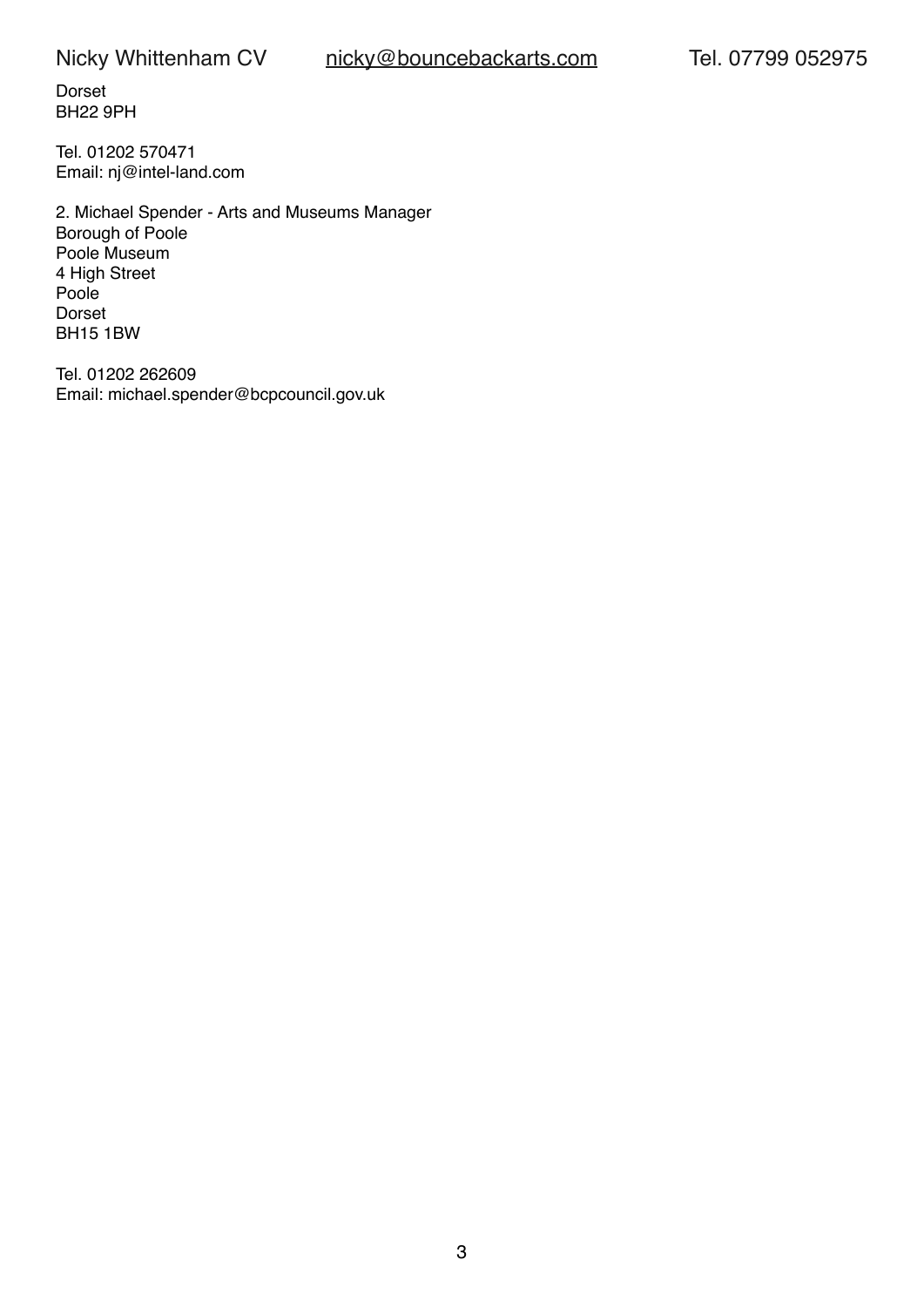Dorset
BH22 9PH

Tel. 01202 570471
Email: nj@intel-land.com

2. Michael Spender - Arts and Museums Manager
Borough of Poole
Poole Museum
4 High Street
Poole
Dorset
BH15 1BW

Tel. 01202 262609
Email: michael.spender@bcpcouncil.gov.uk